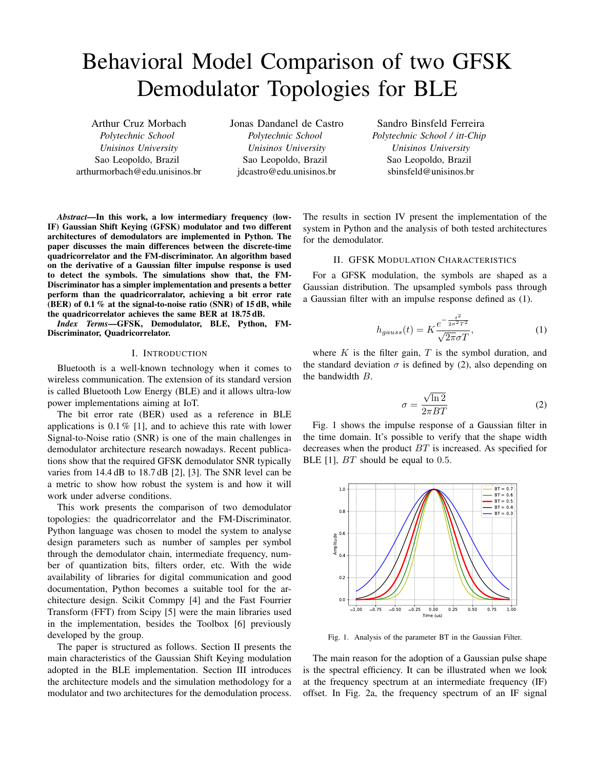# Behavioral Model Comparison of two GFSK Demodulator Topologies for BLE

Arthur Cruz Morbach
*Polytechnic School*
*Unisinos University*
Sao Leopoldo, Brazil
arthurmorbach@edu.unisinos.br

Jonas Dandanel de Castro
*Polytechnic School*
*Unisinos University*
Sao Leopoldo, Brazil
jdcastro@edu.unisinos.br

Sandro Binsfeld Ferreira
*Polytechnic School / itt-Chip*
*Unisinos University*
Sao Leopoldo, Brazil
sbinsfeld@unisinos.br

***Abstract*—In this work, a low intermediary frequency (low-IF) Gaussian Shift Keying (GFSK) modulator and two different architectures of demodulators are implemented in Python. The paper discusses the main differences between the discrete-time quadricorrelator and the FM-discriminator. An algorithm based on the derivative of a Gaussian filter impulse response is used to detect the symbols. The simulations show that, the FM-Discriminator has a simpler implementation and presents a better perform than the quadricorralator, achieving a bit error rate (BER) of 0.1 % at the signal-to-noise ratio (SNR) of 15 dB, while the quadricorrelator achieves the same BER at 18.75 dB.**

***Index Terms*—GFSK, Demodulator, BLE, Python, FM-Discriminator, Quadricorrelator.**

## I. Introduction

Bluetooth is a well-known technology when it comes to wireless communication. The extension of its standard version is called Bluetooth Low Energy (BLE) and it allows ultra-low power implementations aiming at IoT.

The bit error rate (BER) used as a reference in BLE applications is 0.1 % [1], and to achieve this rate with lower Signal-to-Noise ratio (SNR) is one of the main challenges in demodulator architecture research nowadays. Recent publications show that the required GFSK demodulator SNR typically varies from 14.4 dB to 18.7 dB [2], [3]. The SNR level can be a metric to show how robust the system is and how it will work under adverse conditions.

This work presents the comparison of two demodulator topologies: the quadricorrelator and the FM-Discriminator. Python language was chosen to model the system to analyse design parameters such as number of samples per symbol through the demodulator chain, intermediate frequency, number of quantization bits, filters order, etc. With the wide availability of libraries for digital communication and good documentation, Python becomes a suitable tool for the architecture design. Scikit Commpy [4] and the Fast Fourrier Transform (FFT) from Scipy [5] were the main libraries used in the implementation, besides the Toolbox [6] previously developed by the group.

The paper is structured as follows. Section II presents the main characteristics of the Gaussian Shift Keying modulation adopted in the BLE implementation. Section III introduces the architecture models and the simulation methodology for a modulator and two architectures for the demodulation process. The results in section IV present the implementation of the system in Python and the analysis of both tested architectures for the demodulator.

## II. GFSK Modulation Characteristics

For a GFSK modulation, the symbols are shaped as a Gaussian distribution. The upsampled symbols pass through a Gaussian filter with an impulse response defined as (1).

$$h_{gauss}(t) = K\frac{e^{-\frac{t^2}{2\sigma^2 T^2}}}{\sqrt{2\pi}\sigma T}, \tag{1}$$

where $K$ is the filter gain, $T$ is the symbol duration, and the standard deviation $\sigma$ is defined by (2), also depending on the bandwidth $B$.

$$\sigma = \frac{\sqrt{\ln 2}}{2\pi BT} \tag{2}$$

Fig. 1 shows the impulse response of a Gaussian filter in the time domain. It's possible to verify that the shape width decreases when the product $BT$ is increased. As specified for BLE [1], $BT$ should be equal to 0.5.

BT = 0.7
BT = 0.6
BT = 0.5
BT = 0.4
BT = 0.3
Amplitude
Time (us)

Fig. 1. Analysis of the parameter BT in the Gaussian Filter.

The main reason for the adoption of a Gaussian pulse shape is the spectral efficiency. It can be illustrated when we look at the frequency spectrum at an intermediate frequency (IF) offset. In Fig. 2a, the frequency spectrum of an IF signal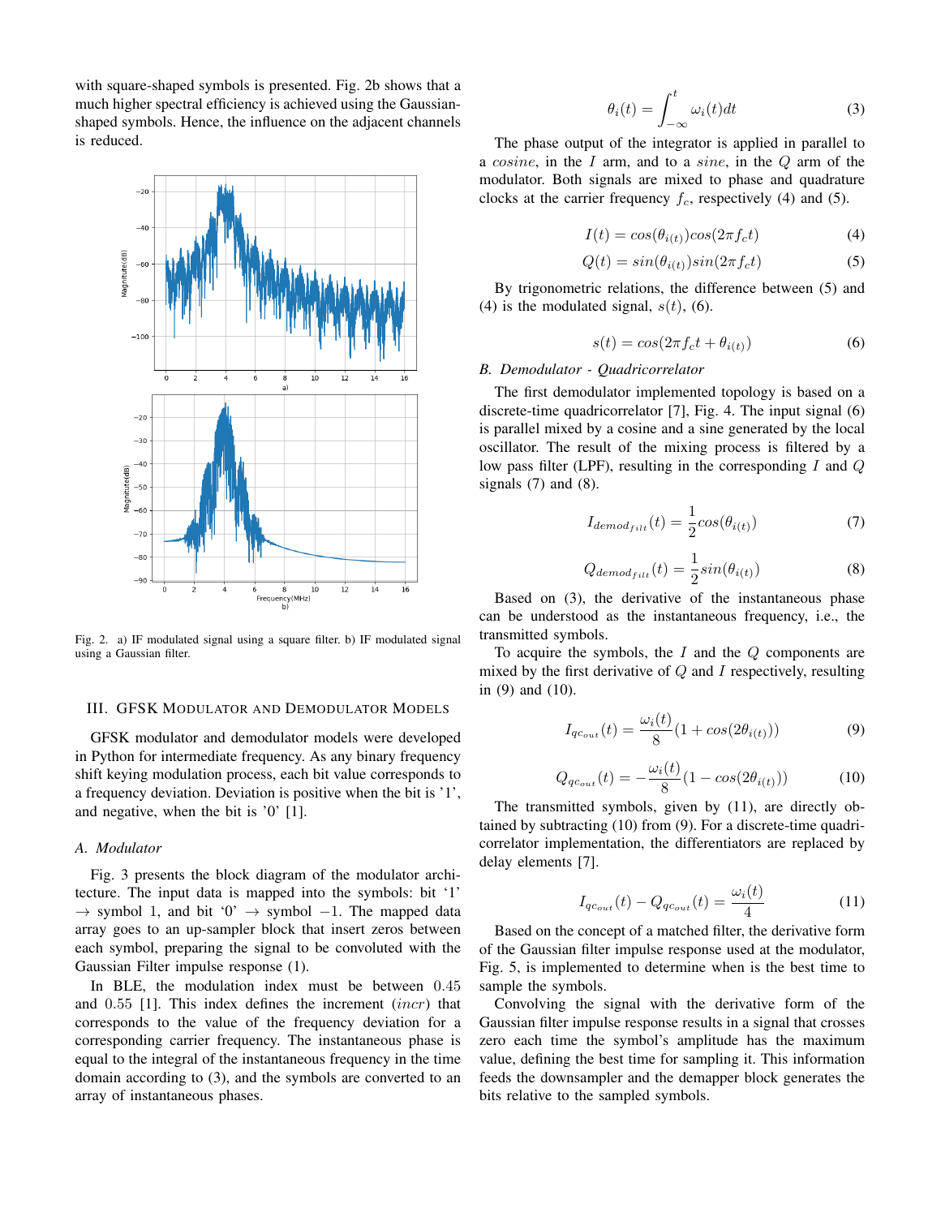with square-shaped symbols is presented. Fig. 2b shows that a much higher spectral efficiency is achieved using the Gaussian-shaped symbols. Hence, the influence on the adjacent channels is reduced.

Magnitute(dB)
−20
−40
−60
−80
−100
0 2 4 6 8 10 12 14 16
a)

Magnitute(dB)
−20
−30
−40
−50
−60
−70
−80
−90
0 2 4 6 8 10 12 14 16
Frequency(MHz)
b)

Fig. 2. a) IF modulated signal using a square filter. b) IF modulated signal using a Gaussian filter.

## III. GFSK Modulator and Demodulator Models

GFSK modulator and demodulator models were developed in Python for intermediate frequency. As any binary frequency shift keying modulation process, each bit value corresponds to a frequency deviation. Deviation is positive when the bit is '1', and negative, when the bit is '0' [1].

### A. Modulator

Fig. 3 presents the block diagram of the modulator architecture. The input data is mapped into the symbols: bit '1' $\rightarrow$ symbol 1, and bit '0' $\rightarrow$ symbol $-1$. The mapped data array goes to an up-sampler block that insert zeros between each symbol, preparing the signal to be convoluted with the Gaussian Filter impulse response (1).

In BLE, the modulation index must be between 0.45 and 0.55 [1]. This index defines the increment ($incr$) that corresponds to the value of the frequency deviation for a corresponding carrier frequency. The instantaneous phase is equal to the integral of the instantaneous frequency in the time domain according to (3), and the symbols are converted to an array of instantaneous phases.

$$\theta_i(t) = \int_{-\infty}^{t} \omega_i(t)dt \tag{3}$$

The phase output of the integrator is applied in parallel to a $cosine$, in the $I$ arm, and to a $sine$, in the $Q$ arm of the modulator. Both signals are mixed to phase and quadrature clocks at the carrier frequency $f_c$, respectively (4) and (5).

$$I(t) = cos(\theta_{i(t)})cos(2\pi f_c t) \tag{4}$$

$$Q(t) = sin(\theta_{i(t)})sin(2\pi f_c t) \tag{5}$$

By trigonometric relations, the difference between (5) and (4) is the modulated signal, $s(t)$, (6).

$$s(t) = cos(2\pi f_c t + \theta_{i(t)}) \tag{6}$$

### B. Demodulator - Quadricorrelator

The first demodulator implemented topology is based on a discrete-time quadricorrelator [7], Fig. 4. The input signal (6) is parallel mixed by a cosine and a sine generated by the local oscillator. The result of the mixing process is filtered by a low pass filter (LPF), resulting in the corresponding $I$ and $Q$ signals (7) and (8).

$$I_{demod_{filt}}(t) = \frac{1}{2}cos(\theta_{i(t)}) \tag{7}$$

$$Q_{demod_{filt}}(t) = \frac{1}{2}sin(\theta_{i(t)}) \tag{8}$$

Based on (3), the derivative of the instantaneous phase can be understood as the instantaneous frequency, i.e., the transmitted symbols.

To acquire the symbols, the $I$ and the $Q$ components are mixed by the first derivative of $Q$ and $I$ respectively, resulting in (9) and (10).

$$I_{qc_{out}}(t) = \frac{\omega_i(t)}{8}(1 + cos(2\theta_{i(t)})) \tag{9}$$

$$Q_{qc_{out}}(t) = -\frac{\omega_i(t)}{8}(1 - cos(2\theta_{i(t)})) \tag{10}$$

The transmitted symbols, given by (11), are directly obtained by subtracting (10) from (9). For a discrete-time quadricorrelator implementation, the differentiators are replaced by delay elements [7].

$$I_{qc_{out}}(t) - Q_{qc_{out}}(t) = \frac{\omega_i(t)}{4} \tag{11}$$

Based on the concept of a matched filter, the derivative form of the Gaussian filter impulse response used at the modulator, Fig. 5, is implemented to determine when is the best time to sample the symbols.

Convolving the signal with the derivative form of the Gaussian filter impulse response results in a signal that crosses zero each time the symbol's amplitude has the maximum value, defining the best time for sampling it. This information feeds the downsampler and the demapper block generates the bits relative to the sampled symbols.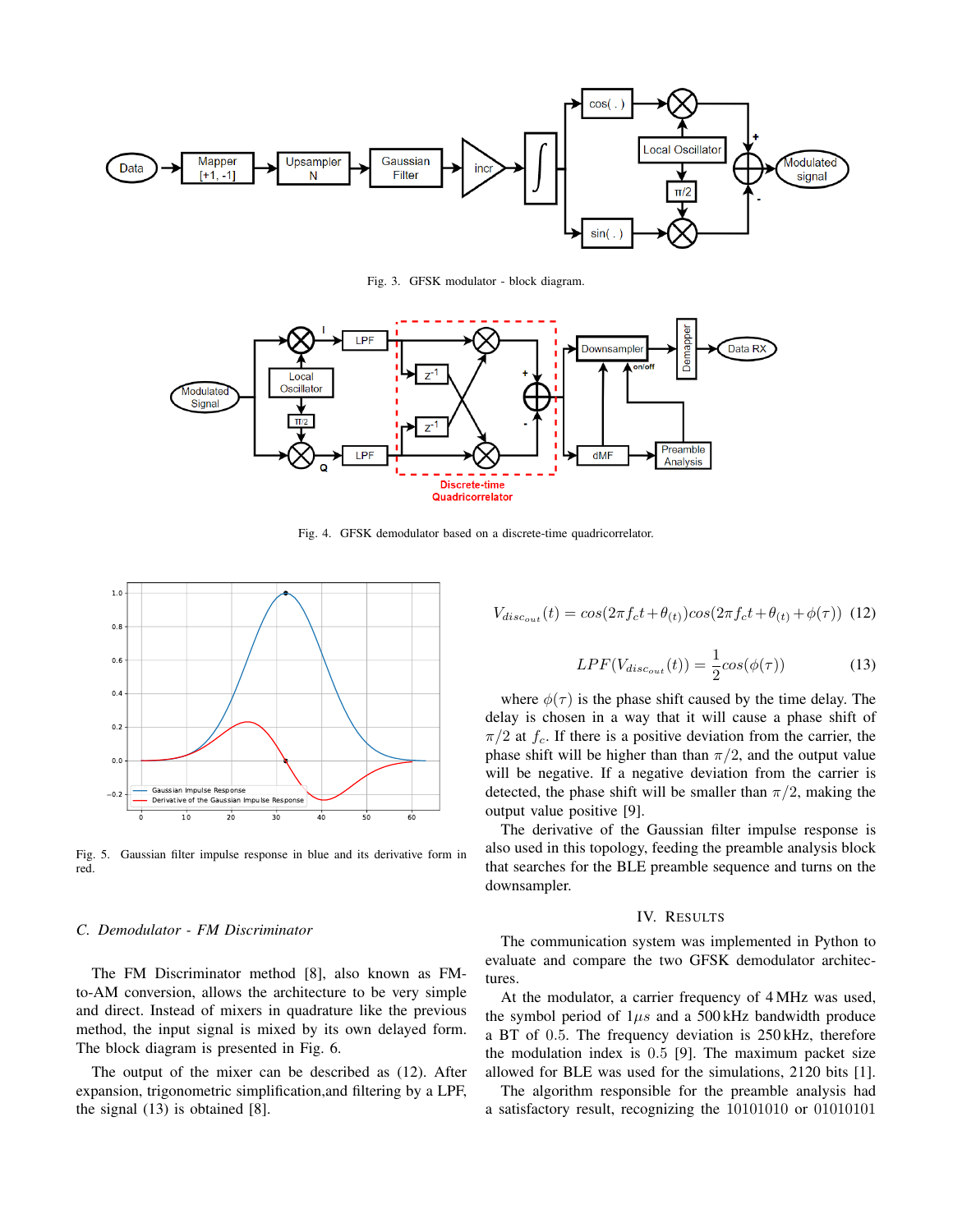Data
Mapper [+1, -1]
Upsampler N
Gaussian Filter
incr
∫
cos( . )
sin( . )
Local Oscillator
π/2
+
-
Modulated signal

Fig. 3. GFSK modulator - block diagram.

Modulated Signal
Local Oscillator
π/2
I
Q
LPF
LPF
$z^{-1}$
$z^{-1}$
+
-
Discrete-time Quadricorrelator
Downsampler
on/off
Demapper
Data RX
dMF
Preamble Analysis

Fig. 4. GFSK demodulator based on a discrete-time quadricorrelator.

1.0
0.8
0.6
0.4
0.2
0.0
−0.2
0
10
20
30
40
50
60
Gaussian Impulse Response
Derivative of the Gaussian Impulse Response

Fig. 5. Gaussian filter impulse response in blue and its derivative form in red.

### C. Demodulator - FM Discriminator

The FM Discriminator method [8], also known as FM-to-AM conversion, allows the architecture to be very simple and direct. Instead of mixers in quadrature like the previous method, the input signal is mixed by its own delayed form. The block diagram is presented in Fig. 6.

The output of the mixer can be described as (12). After expansion, trigonometric simplification,and filtering by a LPF, the signal (13) is obtained [8].

$$V_{disc_{out}}(t) = cos(2\pi f_c t + \theta_{(t)}) cos(2\pi f_c t + \theta_{(t)} + \phi(\tau)) \quad (12)$$

$$LPF(V_{disc_{out}}(t)) = \frac{1}{2} cos(\phi(\tau)) \quad (13)$$

where $\phi(\tau)$ is the phase shift caused by the time delay. The delay is chosen in a way that it will cause a phase shift of $\pi/2$ at $f_c$. If there is a positive deviation from the carrier, the phase shift will be higher than than $\pi/2$, and the output value will be negative. If a negative deviation from the carrier is detected, the phase shift will be smaller than $\pi/2$, making the output value positive [9].

The derivative of the Gaussian filter impulse response is also used in this topology, feeding the preamble analysis block that searches for the BLE preamble sequence and turns on the downsampler.

## IV. Results

The communication system was implemented in Python to evaluate and compare the two GFSK demodulator architectures.

At the modulator, a carrier frequency of 4 MHz was used, the symbol period of $1\mu s$ and a 500 kHz bandwidth produce a BT of 0.5. The frequency deviation is 250 kHz, therefore the modulation index is 0.5 [9]. The maximum packet size allowed for BLE was used for the simulations, 2120 bits [1].

The algorithm responsible for the preamble analysis had a satisfactory result, recognizing the 10101010 or 01010101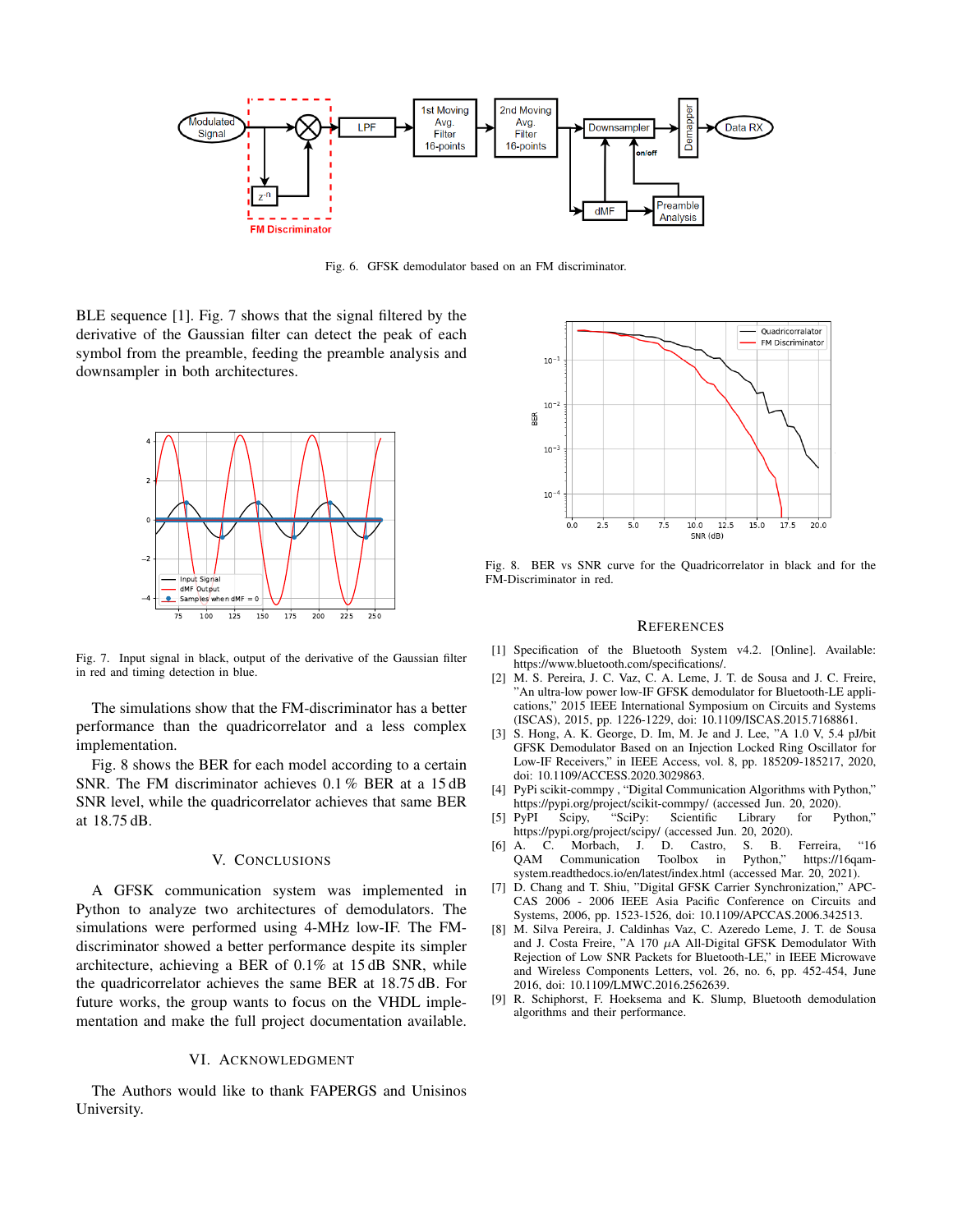Modulated Signal

FM Discriminator

$z^{-n}$

LPF

1st Moving Avg. Filter 16-points

2nd Moving Avg. Filter 16-points

Downsampler

on/off

Demapper

Data RX

dMF

Preamble Analysis

Fig. 6. GFSK demodulator based on an FM discriminator.

BLE sequence [1]. Fig. 7 shows that the signal filtered by the derivative of the Gaussian filter can detect the peak of each symbol from the preamble, feeding the preamble analysis and downsampler in both architectures.

4
2
0
−2
−4
75 100 125 150 175 200 225 250

Input Signal
dMF Output
Samples when dMF = 0

Fig. 7. Input signal in black, output of the derivative of the Gaussian filter in red and timing detection in blue.

The simulations show that the FM-discriminator has a better performance than the quadricorrelator and a less complex implementation.

Fig. 8 shows the BER for each model according to a certain SNR. The FM discriminator achieves 0.1 % BER at a 15 dB SNR level, while the quadricorrelator achieves that same BER at 18.75 dB.

Quadricorrelator
FM Discriminator

BER

$10^{-1}$
$10^{-2}$
$10^{-3}$
$10^{-4}$

0.0 2.5 5.0 7.5 10.0 12.5 15.0 17.5 20.0

SNR (dB)

Fig. 8. BER vs SNR curve for the Quadricorrelator in black and for the FM-Discriminator in red.

## V. Conclusions

A GFSK communication system was implemented in Python to analyze two architectures of demodulators. The simulations were performed using 4-MHz low-IF. The FM-discriminator showed a better performance despite its simpler architecture, achieving a BER of 0.1% at 15 dB SNR, while the quadricorrelator achieves the same BER at 18.75 dB. For future works, the group wants to focus on the VHDL implementation and make the full project documentation available.

## VI. Acknowledgment

The Authors would like to thank FAPERGS and Unisinos University.

## References

[1] Specification of the Bluetooth System v4.2. [Online]. Available: https://www.bluetooth.com/specifications/.

[2] M. S. Pereira, J. C. Vaz, C. A. Leme, J. T. de Sousa and J. C. Freire, "An ultra-low power low-IF GFSK demodulator for Bluetooth-LE applications," 2015 IEEE International Symposium on Circuits and Systems (ISCAS), 2015, pp. 1226-1229, doi: 10.1109/ISCAS.2015.7168861.

[3] S. Hong, A. K. George, D. Im, M. Je and J. Lee, "A 1.0 V, 5.4 pJ/bit GFSK Demodulator Based on an Injection Locked Ring Oscillator for Low-IF Receivers," in IEEE Access, vol. 8, pp. 185209-185217, 2020, doi: 10.1109/ACCESS.2020.3029863.

[4] PyPi scikit-commpy , "Digital Communication Algorithms with Python," https://pypi.org/project/scikit-commpy/ (accessed Jun. 20, 2020).

[5] PyPI Scipy, "SciPy: Scientific Library for Python," https://pypi.org/project/scipy/ (accessed Jun. 20, 2020).

[6] A. C. Morbach, J. D. Castro, S. B. Ferreira, "16 QAM Communication Toolbox in Python," https://16qam-system.readthedocs.io/en/latest/index.html (accessed Mar. 20, 2021).

[7] D. Chang and T. Shiu, "Digital GFSK Carrier Synchronization," APCCAS 2006 - 2006 IEEE Asia Pacific Conference on Circuits and Systems, 2006, pp. 1523-1526, doi: 10.1109/APCCAS.2006.342513.

[8] M. Silva Pereira, J. Caldinhas Vaz, C. Azeredo Leme, J. T. de Sousa and J. Costa Freire, "A 170 $\mu$A All-Digital GFSK Demodulator With Rejection of Low SNR Packets for Bluetooth-LE," in IEEE Microwave and Wireless Components Letters, vol. 26, no. 6, pp. 452-454, June 2016, doi: 10.1109/LMWC.2016.2562639.

[9] R. Schiphorst, F. Hoeksema and K. Slump, Bluetooth demodulation algorithms and their performance.